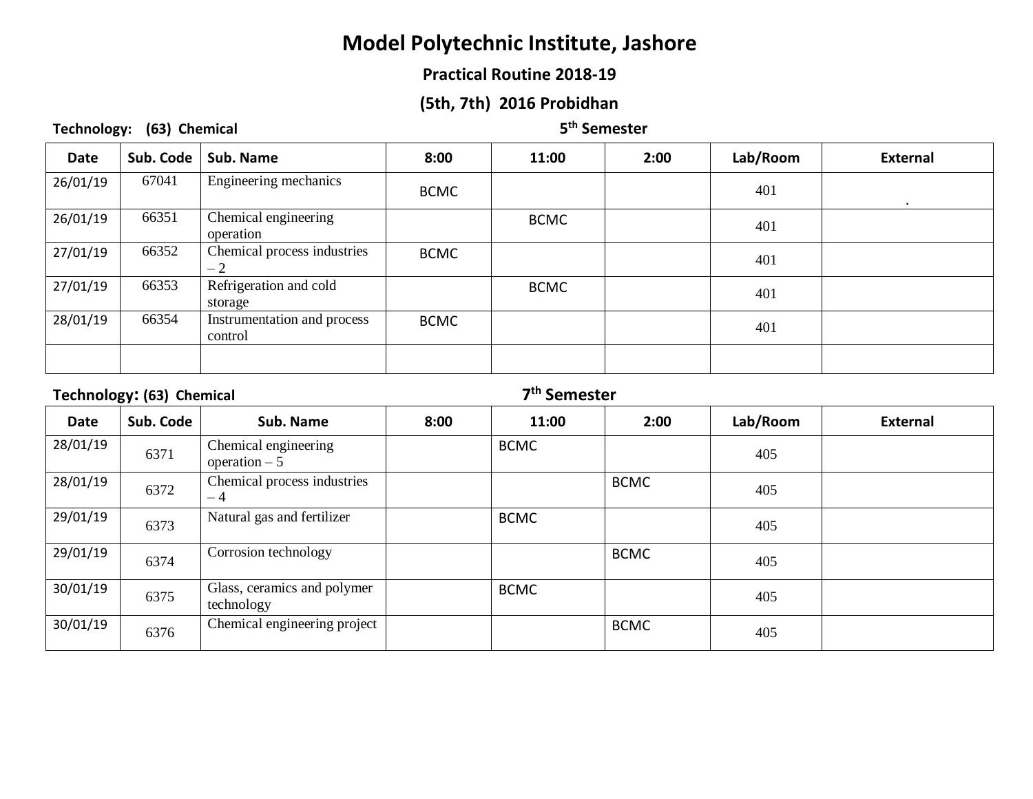# Model Polytechnic Institute, Jashore

## Practical Routine 2018-19

## (5th, 7th) 2016 Probidhan

**Technology: (63) Chemical** **$5^{th}$ Semester**

| Date | Sub. Code | Sub. Name | 8:00 | 11:00 | 2:00 | Lab/Room | External |
|---|---|---|---|---|---|---|---|
| 26/01/19 | 67041 | Engineering mechanics | BCMC | | | 401 | . |
| 26/01/19 | 66351 | Chemical engineering operation | | BCMC | | 401 | |
| 27/01/19 | 66352 | Chemical process industries – 2 | BCMC | | | 401 | |
| 27/01/19 | 66353 | Refrigeration and cold storage | | BCMC | | 401 | |
| 28/01/19 | 66354 | Instrumentation and process control | BCMC | | | 401 | |
| | | | | | | | |

**Technology: (63) Chemical** **$7^{th}$ Semester**

| Date | Sub. Code | Sub. Name | 8:00 | 11:00 | 2:00 | Lab/Room | External |
|---|---|---|---|---|---|---|---|
| 28/01/19 | 6371 | Chemical engineering operation – 5 | | BCMC | | 405 | |
| 28/01/19 | 6372 | Chemical process industries – 4 | | | BCMC | 405 | |
| 29/01/19 | 6373 | Natural gas and fertilizer | | BCMC | | 405 | |
| 29/01/19 | 6374 | Corrosion technology | | | BCMC | 405 | |
| 30/01/19 | 6375 | Glass, ceramics and polymer technology | | BCMC | | 405 | |
| 30/01/19 | 6376 | Chemical engineering project | | | BCMC | 405 | |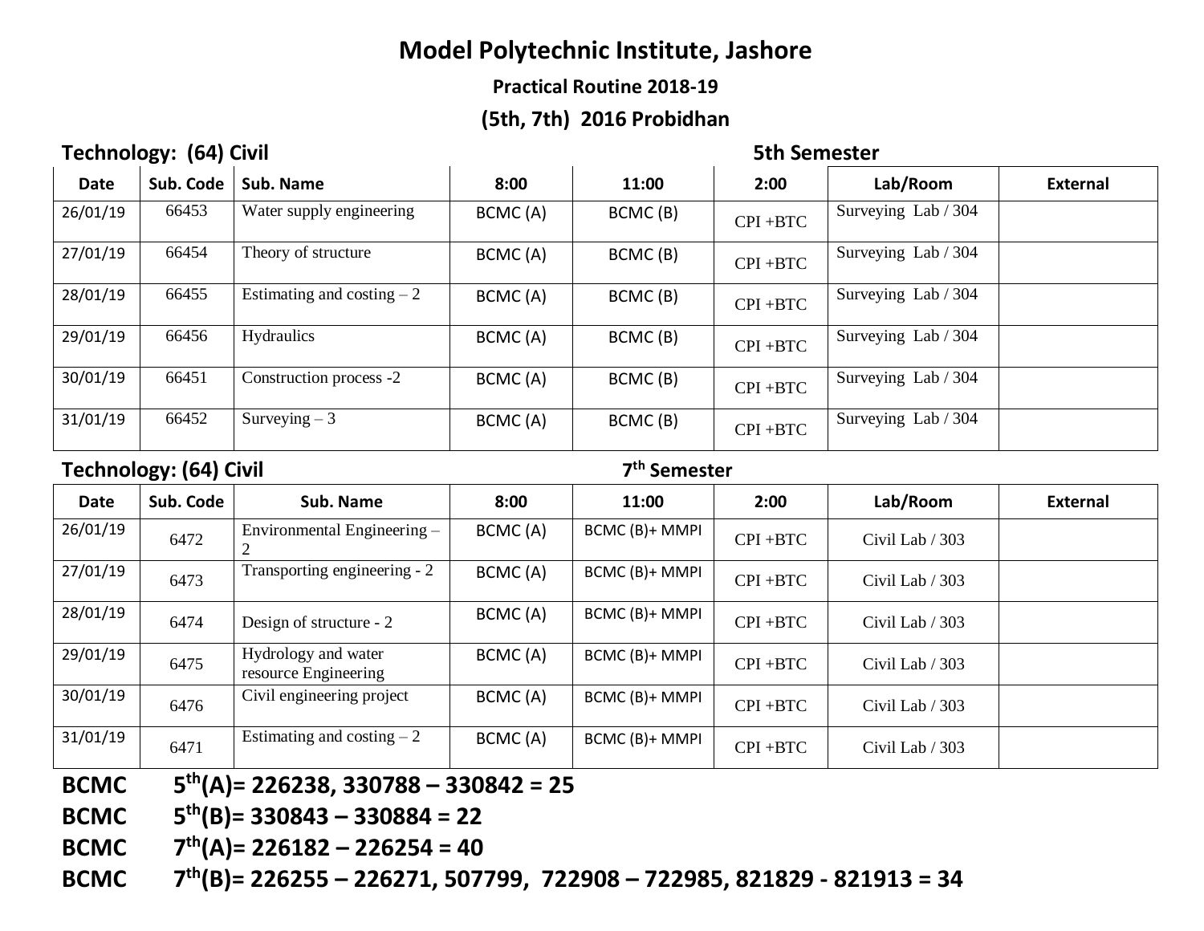# Model Polytechnic Institute, Jashore

## Practical Routine 2018-19

## (5th, 7th) 2016 Probidhan

**Technology: (64) Civil** **5th Semester**

| Date | Sub. Code | Sub. Name | 8:00 | 11:00 | 2:00 | Lab/Room | External |
|---|---|---|---|---|---|---|---|
| 26/01/19 | 66453 | Water supply engineering | BCMC (A) | BCMC (B) | CPI +BTC | Surveying Lab / 304 | |
| 27/01/19 | 66454 | Theory of structure | BCMC (A) | BCMC (B) | CPI +BTC | Surveying Lab / 304 | |
| 28/01/19 | 66455 | Estimating and costing – 2 | BCMC (A) | BCMC (B) | CPI +BTC | Surveying Lab / 304 | |
| 29/01/19 | 66456 | Hydraulics | BCMC (A) | BCMC (B) | CPI +BTC | Surveying Lab / 304 | |
| 30/01/19 | 66451 | Construction process -2 | BCMC (A) | BCMC (B) | CPI +BTC | Surveying Lab / 304 | |
| 31/01/19 | 66452 | Surveying – 3 | BCMC (A) | BCMC (B) | CPI +BTC | Surveying Lab / 304 | |

**Technology: (64) Civil** **7th Semester**

| Date | Sub. Code | Sub. Name | 8:00 | 11:00 | 2:00 | Lab/Room | External |
|---|---|---|---|---|---|---|---|
| 26/01/19 | 6472 | Environmental Engineering – 2 | BCMC (A) | BCMC (B)+ MMPI | CPI +BTC | Civil Lab / 303 | |
| 27/01/19 | 6473 | Transporting engineering - 2 | BCMC (A) | BCMC (B)+ MMPI | CPI +BTC | Civil Lab / 303 | |
| 28/01/19 | 6474 | Design of structure - 2 | BCMC (A) | BCMC (B)+ MMPI | CPI +BTC | Civil Lab / 303 | |
| 29/01/19 | 6475 | Hydrology and water resource Engineering | BCMC (A) | BCMC (B)+ MMPI | CPI +BTC | Civil Lab / 303 | |
| 30/01/19 | 6476 | Civil engineering project | BCMC (A) | BCMC (B)+ MMPI | CPI +BTC | Civil Lab / 303 | |
| 31/01/19 | 6471 | Estimating and costing – 2 | BCMC (A) | BCMC (B)+ MMPI | CPI +BTC | Civil Lab / 303 | |

**BCMC 5th(A)= 226238, 330788 – 330842 = 25**

**BCMC 5th(B)= 330843 – 330884 = 22**

**BCMC 7th(A)= 226182 – 226254 = 40**

**BCMC 7th(B)= 226255 – 226271, 507799, 722908 – 722985, 821829 - 821913 = 34**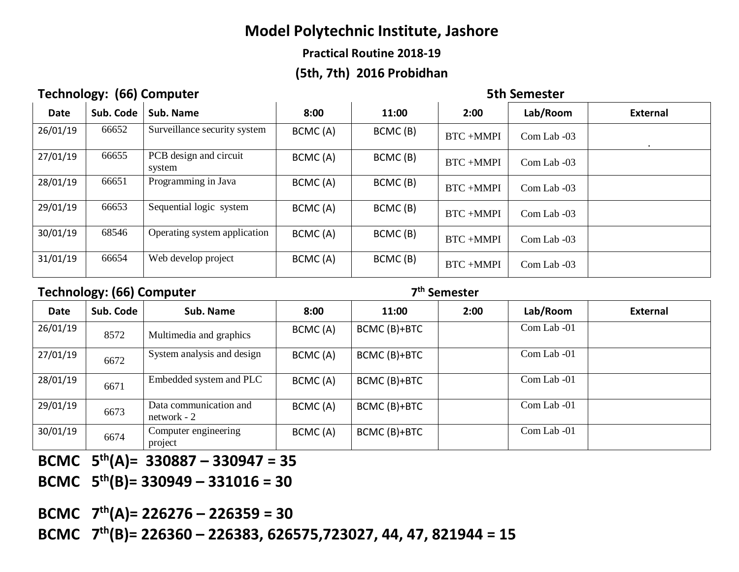# Model Polytechnic Institute, Jashore

**Practical Routine 2018-19**

**(5th, 7th) 2016 Probidhan**

**Technology: (66) Computer** **5th Semester**

| Date | Sub. Code | Sub. Name | 8:00 | 11:00 | 2:00 | Lab/Room | External |
|---|---|---|---|---|---|---|---|
| 26/01/19 | 66652 | Surveillance security system | BCMC (A) | BCMC (B) | BTC +MMPI | Com Lab -03 | . |
| 27/01/19 | 66655 | PCB design and circuit system | BCMC (A) | BCMC (B) | BTC +MMPI | Com Lab -03 | |
| 28/01/19 | 66651 | Programming in Java | BCMC (A) | BCMC (B) | BTC +MMPI | Com Lab -03 | |
| 29/01/19 | 66653 | Sequential logic system | BCMC (A) | BCMC (B) | BTC +MMPI | Com Lab -03 | |
| 30/01/19 | 68546 | Operating system application | BCMC (A) | BCMC (B) | BTC +MMPI | Com Lab -03 | |
| 31/01/19 | 66654 | Web develop project | BCMC (A) | BCMC (B) | BTC +MMPI | Com Lab -03 | |

**Technology: (66) Computer** **7th Semester**

| Date | Sub. Code | Sub. Name | 8:00 | 11:00 | 2:00 | Lab/Room | External |
|---|---|---|---|---|---|---|---|
| 26/01/19 | 8572 | Multimedia and graphics | BCMC (A) | BCMC (B)+BTC | | Com Lab -01 | |
| 27/01/19 | 6672 | System analysis and design | BCMC (A) | BCMC (B)+BTC | | Com Lab -01 | |
| 28/01/19 | 6671 | Embedded system and PLC | BCMC (A) | BCMC (B)+BTC | | Com Lab -01 | |
| 29/01/19 | 6673 | Data communication and network - 2 | BCMC (A) | BCMC (B)+BTC | | Com Lab -01 | |
| 30/01/19 | 6674 | Computer engineering project | BCMC (A) | BCMC (B)+BTC | | Com Lab -01 | |

**BCMC 5th(A)= 330887 – 330947 = 35**

**BCMC 5th(B)= 330949 – 331016 = 30**

**BCMC 7th(A)= 226276 – 226359 = 30**

**BCMC 7th(B)= 226360 – 226383, 626575,723027, 44, 47, 821944 = 15**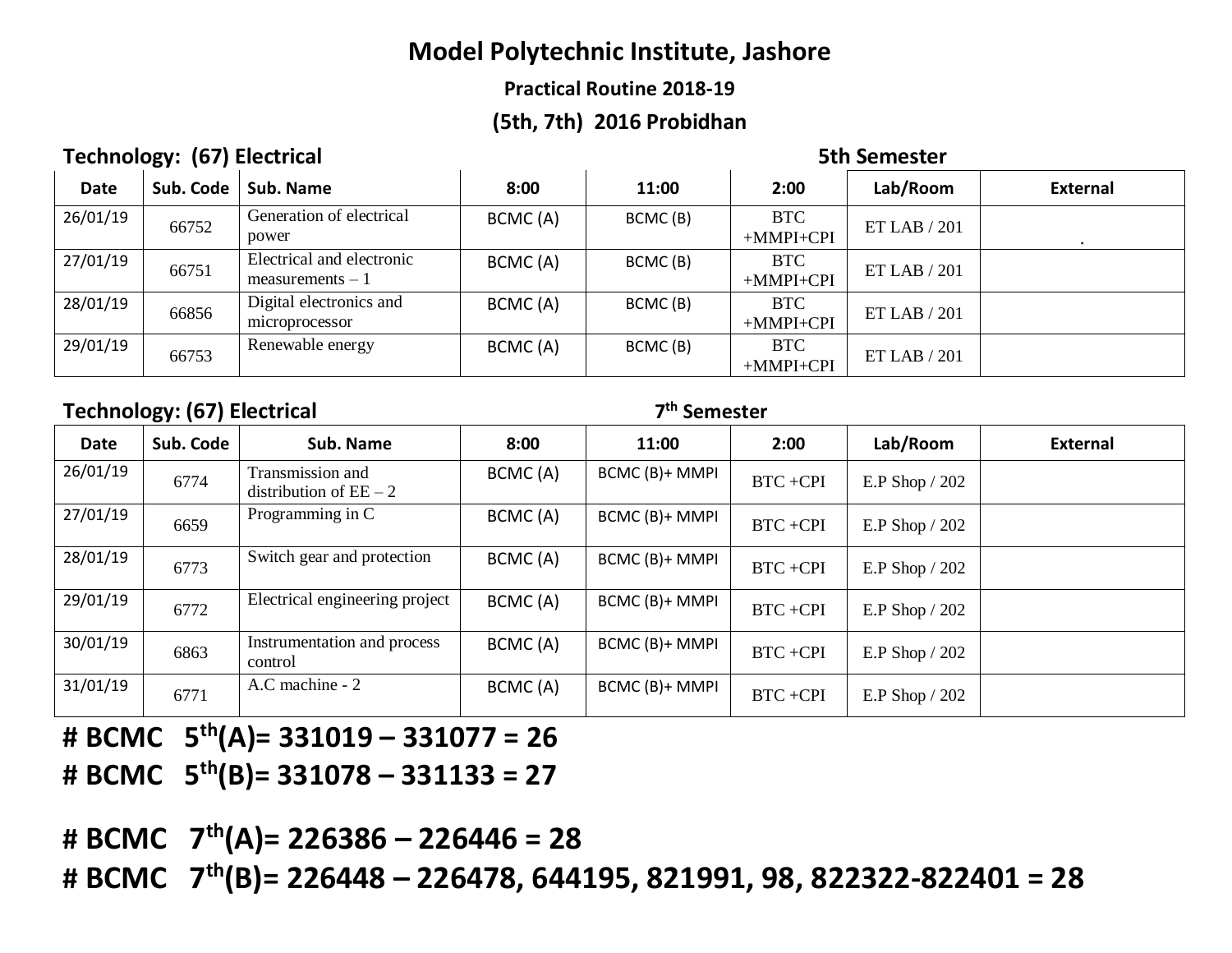# Model Polytechnic Institute, Jashore

### Practical Routine 2018-19

### (5th, 7th) 2016 Probidhan

**Technology: (67) Electrical** **5th Semester**

| Date | Sub. Code | Sub. Name | 8:00 | 11:00 | 2:00 | Lab/Room | External |
|---|---|---|---|---|---|---|---|
| 26/01/19 | 66752 | Generation of electrical power | BCMC (A) | BCMC (B) | BTC +MMPI+CPI | ET LAB / 201 | . |
| 27/01/19 | 66751 | Electrical and electronic measurements – 1 | BCMC (A) | BCMC (B) | BTC +MMPI+CPI | ET LAB / 201 | |
| 28/01/19 | 66856 | Digital electronics and microprocessor | BCMC (A) | BCMC (B) | BTC +MMPI+CPI | ET LAB / 201 | |
| 29/01/19 | 66753 | Renewable energy | BCMC (A) | BCMC (B) | BTC +MMPI+CPI | ET LAB / 201 | |

**Technology: (67) Electrical** **7th Semester**

| Date | Sub. Code | Sub. Name | 8:00 | 11:00 | 2:00 | Lab/Room | External |
|---|---|---|---|---|---|---|---|
| 26/01/19 | 6774 | Transmission and distribution of EE – 2 | BCMC (A) | BCMC (B)+ MMPI | BTC +CPI | E.P Shop / 202 | |
| 27/01/19 | 6659 | Programming in C | BCMC (A) | BCMC (B)+ MMPI | BTC +CPI | E.P Shop / 202 | |
| 28/01/19 | 6773 | Switch gear and protection | BCMC (A) | BCMC (B)+ MMPI | BTC +CPI | E.P Shop / 202 | |
| 29/01/19 | 6772 | Electrical engineering project | BCMC (A) | BCMC (B)+ MMPI | BTC +CPI | E.P Shop / 202 | |
| 30/01/19 | 6863 | Instrumentation and process control | BCMC (A) | BCMC (B)+ MMPI | BTC +CPI | E.P Shop / 202 | |
| 31/01/19 | 6771 | A.C machine - 2 | BCMC (A) | BCMC (B)+ MMPI | BTC +CPI | E.P Shop / 202 | |

**# BCMC 5th(A)= 331019 – 331077 = 26**

**# BCMC 5th(B)= 331078 – 331133 = 27**

**# BCMC 7th(A)= 226386 – 226446 = 28**

**# BCMC 7th(B)= 226448 – 226478, 644195, 821991, 98, 822322-822401 = 28**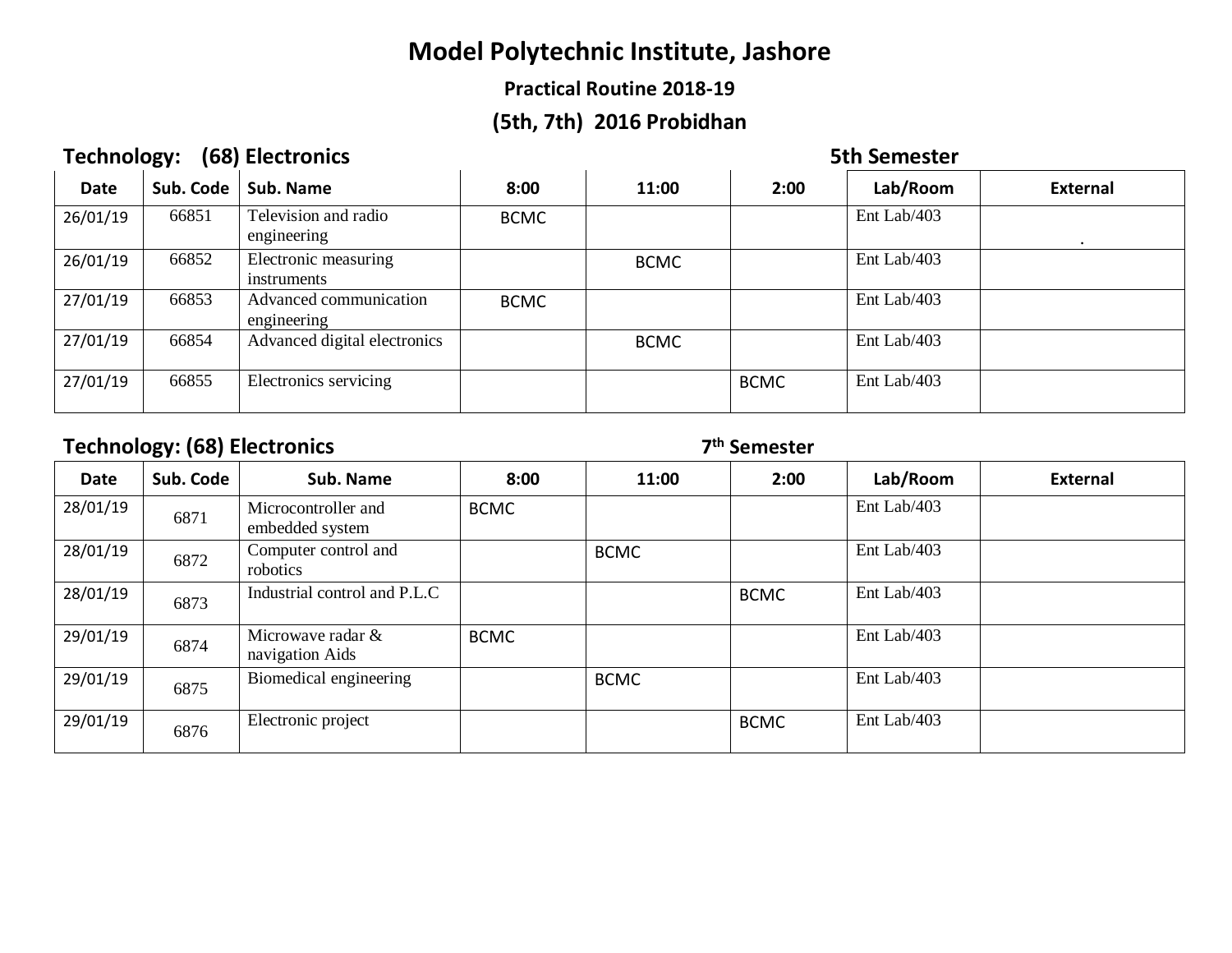# Model Polytechnic Institute, Jashore

## Practical Routine 2018-19

## (5th, 7th) 2016 Probidhan

**Technology: (68) Electronics** **5th Semester**

| Date | Sub. Code | Sub. Name | 8:00 | 11:00 | 2:00 | Lab/Room | External |
|---|---|---|---|---|---|---|---|
| 26/01/19 | 66851 | Television and radio engineering | BCMC | | | Ent Lab/403 | . |
| 26/01/19 | 66852 | Electronic measuring instruments | | BCMC | | Ent Lab/403 | |
| 27/01/19 | 66853 | Advanced communication engineering | BCMC | | | Ent Lab/403 | |
| 27/01/19 | 66854 | Advanced digital electronics | | BCMC | | Ent Lab/403 | |
| 27/01/19 | 66855 | Electronics servicing | | | BCMC | Ent Lab/403 | |

**Technology: (68) Electronics** **7th Semester**

| Date | Sub. Code | Sub. Name | 8:00 | 11:00 | 2:00 | Lab/Room | External |
|---|---|---|---|---|---|---|---|
| 28/01/19 | 6871 | Microcontroller and embedded system | BCMC | | | Ent Lab/403 | |
| 28/01/19 | 6872 | Computer control and robotics | | BCMC | | Ent Lab/403 | |
| 28/01/19 | 6873 | Industrial control and P.L.C | | | BCMC | Ent Lab/403 | |
| 29/01/19 | 6874 | Microwave radar & navigation Aids | BCMC | | | Ent Lab/403 | |
| 29/01/19 | 6875 | Biomedical engineering | | BCMC | | Ent Lab/403 | |
| 29/01/19 | 6876 | Electronic project | | | BCMC | Ent Lab/403 | |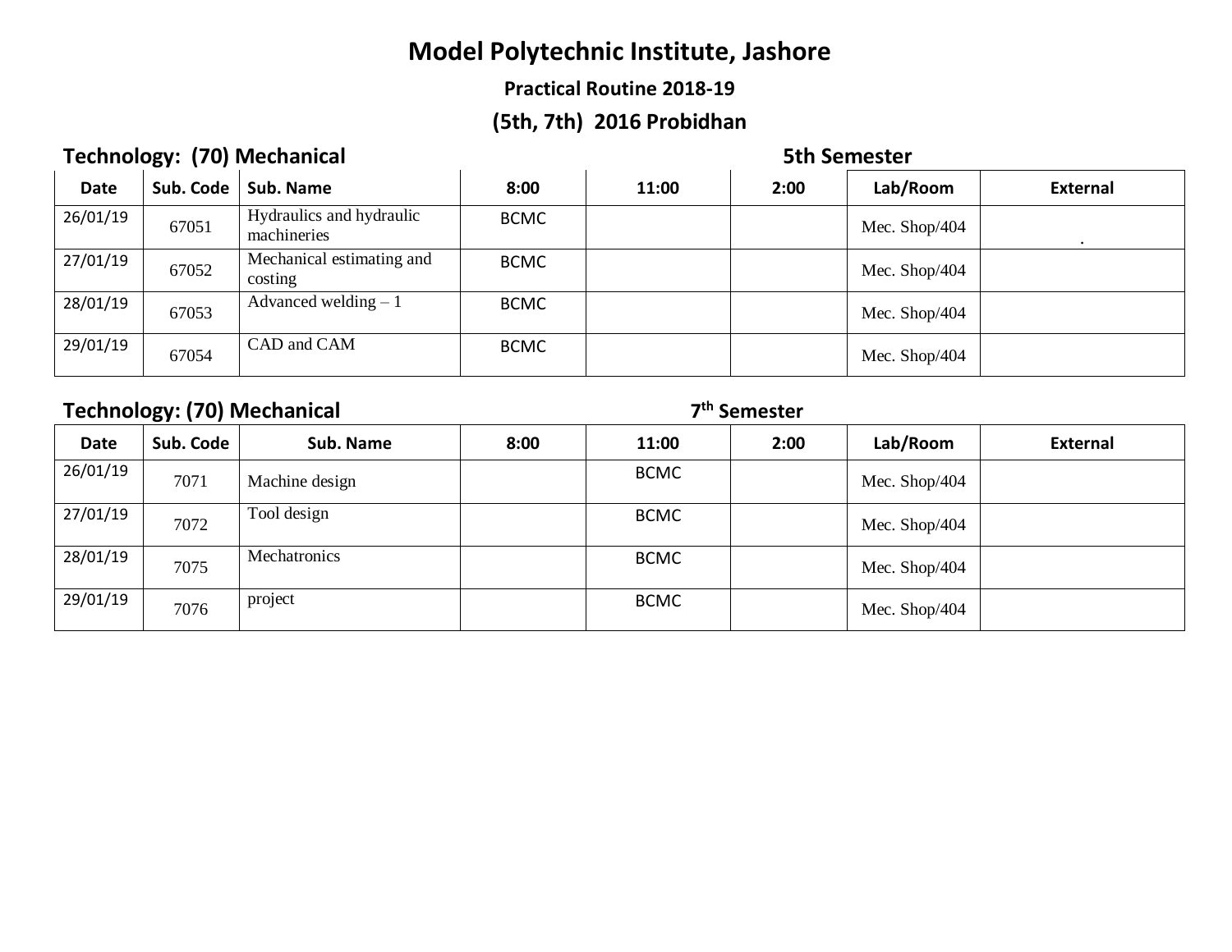# Model Polytechnic Institute, Jashore

### Practical Routine 2018-19

### (5th, 7th) 2016 Probidhan

**Technology: (70) Mechanical** **5th Semester**

| Date | Sub. Code | Sub. Name | 8:00 | 11:00 | 2:00 | Lab/Room | External |
|---|---|---|---|---|---|---|---|
| 26/01/19 | 67051 | Hydraulics and hydraulic machineries | BCMC | | | Mec. Shop/404 | . |
| 27/01/19 | 67052 | Mechanical estimating and costing | BCMC | | | Mec. Shop/404 | |
| 28/01/19 | 67053 | Advanced welding – 1 | BCMC | | | Mec. Shop/404 | |
| 29/01/19 | 67054 | CAD and CAM | BCMC | | | Mec. Shop/404 | |

**Technology: (70) Mechanical** **7th Semester**

| Date | Sub. Code | Sub. Name | 8:00 | 11:00 | 2:00 | Lab/Room | External |
|---|---|---|---|---|---|---|---|
| 26/01/19 | 7071 | Machine design | | BCMC | | Mec. Shop/404 | |
| 27/01/19 | 7072 | Tool design | | BCMC | | Mec. Shop/404 | |
| 28/01/19 | 7075 | Mechatronics | | BCMC | | Mec. Shop/404 | |
| 29/01/19 | 7076 | project | | BCMC | | Mec. Shop/404 | |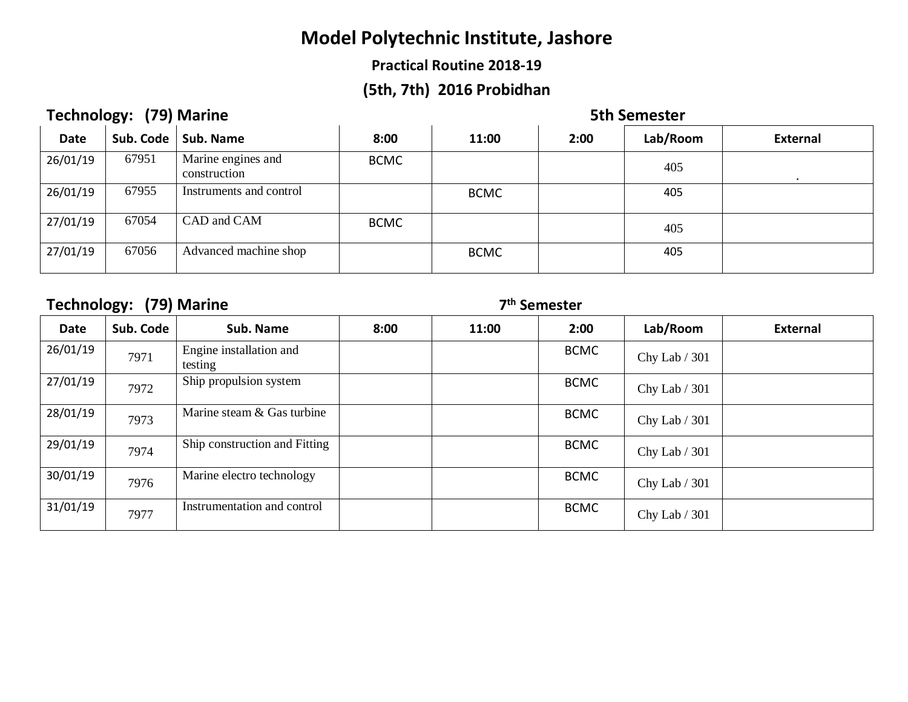# Model Polytechnic Institute, Jashore

### Practical Routine 2018-19

### (5th, 7th) 2016 Probidhan

**Technology: (79) Marine** **5th Semester**

| Date | Sub. Code | Sub. Name | 8:00 | 11:00 | 2:00 | Lab/Room | External |
|---|---|---|---|---|---|---|---|
| 26/01/19 | 67951 | Marine engines and construction | BCMC | | | 405 | . |
| 26/01/19 | 67955 | Instruments and control | | BCMC | | 405 | |
| 27/01/19 | 67054 | CAD and CAM | BCMC | | | 405 | |
| 27/01/19 | 67056 | Advanced machine shop | | BCMC | | 405 | |

**Technology: (79) Marine** **7th Semester**

| Date | Sub. Code | Sub. Name | 8:00 | 11:00 | 2:00 | Lab/Room | External |
|---|---|---|---|---|---|---|---|
| 26/01/19 | 7971 | Engine installation and testing | | | BCMC | Chy Lab / 301 | |
| 27/01/19 | 7972 | Ship propulsion system | | | BCMC | Chy Lab / 301 | |
| 28/01/19 | 7973 | Marine steam & Gas turbine | | | BCMC | Chy Lab / 301 | |
| 29/01/19 | 7974 | Ship construction and Fitting | | | BCMC | Chy Lab / 301 | |
| 30/01/19 | 7976 | Marine electro technology | | | BCMC | Chy Lab / 301 | |
| 31/01/19 | 7977 | Instrumentation and control | | | BCMC | Chy Lab / 301 | |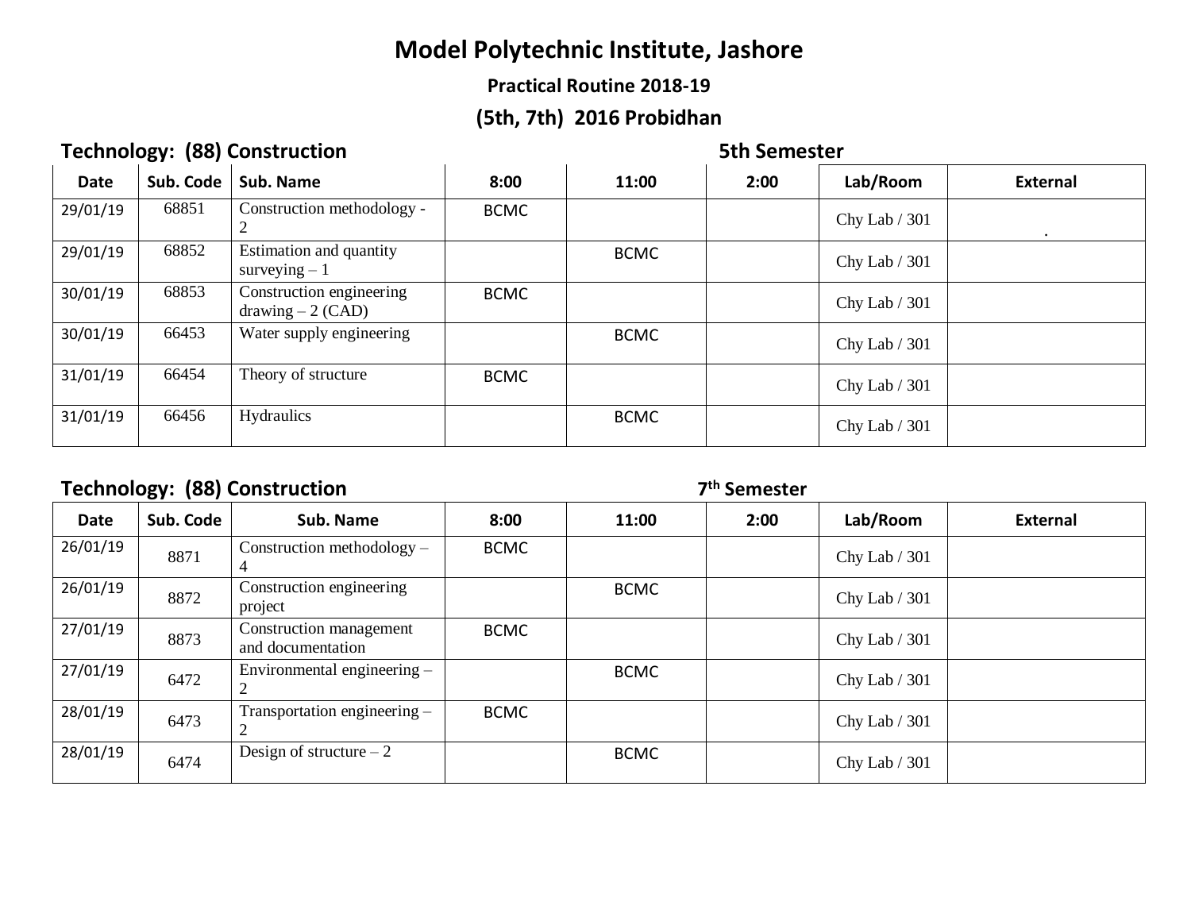# Model Polytechnic Institute, Jashore

## Practical Routine 2018-19

## (5th, 7th) 2016 Probidhan

**Technology: (88) Construction** **5th Semester**

| Date | Sub. Code | Sub. Name | 8:00 | 11:00 | 2:00 | Lab/Room | External |
|---|---|---|---|---|---|---|---|
| 29/01/19 | 68851 | Construction methodology - 2 | BCMC | | | Chy Lab / 301 | . |
| 29/01/19 | 68852 | Estimation and quantity surveying – 1 | | BCMC | | Chy Lab / 301 | |
| 30/01/19 | 68853 | Construction engineering drawing – 2 (CAD) | BCMC | | | Chy Lab / 301 | |
| 30/01/19 | 66453 | Water supply engineering | | BCMC | | Chy Lab / 301 | |
| 31/01/19 | 66454 | Theory of structure | BCMC | | | Chy Lab / 301 | |
| 31/01/19 | 66456 | Hydraulics | | BCMC | | Chy Lab / 301 | |

**Technology: (88) Construction** **7th Semester**

| Date | Sub. Code | Sub. Name | 8:00 | 11:00 | 2:00 | Lab/Room | External |
|---|---|---|---|---|---|---|---|
| 26/01/19 | 8871 | Construction methodology – 4 | BCMC | | | Chy Lab / 301 | |
| 26/01/19 | 8872 | Construction engineering project | | BCMC | | Chy Lab / 301 | |
| 27/01/19 | 8873 | Construction management and documentation | BCMC | | | Chy Lab / 301 | |
| 27/01/19 | 6472 | Environmental engineering – 2 | | BCMC | | Chy Lab / 301 | |
| 28/01/19 | 6473 | Transportation engineering – 2 | BCMC | | | Chy Lab / 301 | |
| 28/01/19 | 6474 | Design of structure – 2 | | BCMC | | Chy Lab / 301 | |